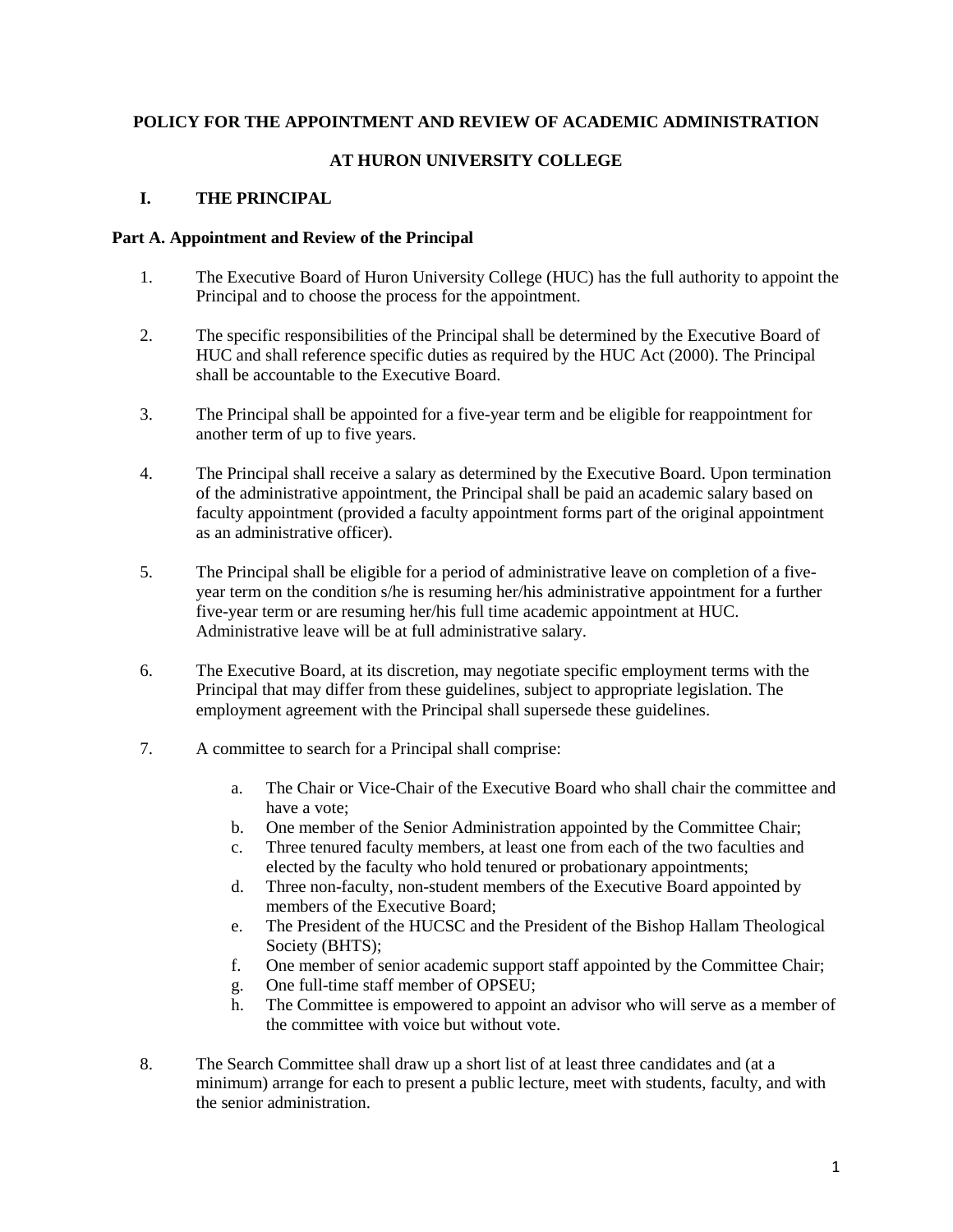# POLICY FOR THE APPOINTMENT AND REVIEW OF ACADEMIC ADMINISTRATION

# AT HURON UNIVERSITY COLLEGE

## I. THE PRINCIPAL

### Part A. Appointment and Review of the Principal

1. The Executive Board of Huron University College (HUC) has the full authority to appoint the Principal and to choose the process for the appointment.

2. The specific responsibilities of the Principal shall be determined by the Executive Board of HUC and shall reference specific duties as required by the HUC Act (2000). The Principal shall be accountable to the Executive Board.

3. The Principal shall be appointed for a five-year term and be eligible for reappointment for another term of up to five years.

4. The Principal shall receive a salary as determined by the Executive Board. Upon termination of the administrative appointment, the Principal shall be paid an academic salary based on faculty appointment (provided a faculty appointment forms part of the original appointment as an administrative officer).

5. The Principal shall be eligible for a period of administrative leave on completion of a five-year term on the condition s/he is resuming her/his administrative appointment for a further five-year term or are resuming her/his full time academic appointment at HUC. Administrative leave will be at full administrative salary.

6. The Executive Board, at its discretion, may negotiate specific employment terms with the Principal that may differ from these guidelines, subject to appropriate legislation. The employment agreement with the Principal shall supersede these guidelines.

7. A committee to search for a Principal shall comprise:

   a. The Chair or Vice-Chair of the Executive Board who shall chair the committee and have a vote;
   b. One member of the Senior Administration appointed by the Committee Chair;
   c. Three tenured faculty members, at least one from each of the two faculties and elected by the faculty who hold tenured or probationary appointments;
   d. Three non-faculty, non-student members of the Executive Board appointed by members of the Executive Board;
   e. The President of the HUCSC and the President of the Bishop Hallam Theological Society (BHTS);
   f. One member of senior academic support staff appointed by the Committee Chair;
   g. One full-time staff member of OPSEU;
   h. The Committee is empowered to appoint an advisor who will serve as a member of the committee with voice but without vote.

8. The Search Committee shall draw up a short list of at least three candidates and (at a minimum) arrange for each to present a public lecture, meet with students, faculty, and with the senior administration.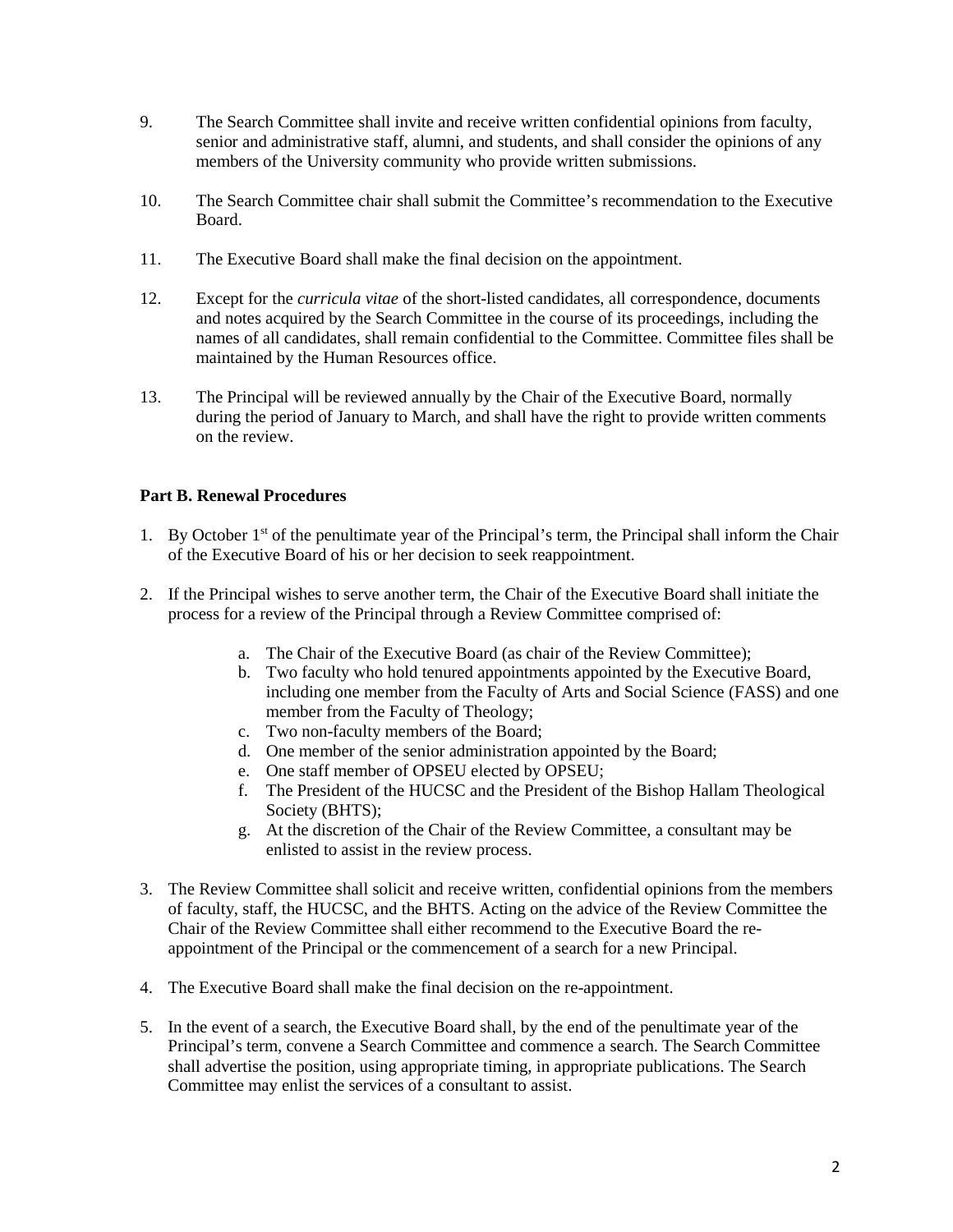9. The Search Committee shall invite and receive written confidential opinions from faculty, senior and administrative staff, alumni, and students, and shall consider the opinions of any members of the University community who provide written submissions.

10. The Search Committee chair shall submit the Committee's recommendation to the Executive Board.

11. The Executive Board shall make the final decision on the appointment.

12. Except for the *curricula vitae* of the short-listed candidates, all correspondence, documents and notes acquired by the Search Committee in the course of its proceedings, including the names of all candidates, shall remain confidential to the Committee. Committee files shall be maintained by the Human Resources office.

13. The Principal will be reviewed annually by the Chair of the Executive Board, normally during the period of January to March, and shall have the right to provide written comments on the review.

**Part B. Renewal Procedures**

1. By October 1st of the penultimate year of the Principal's term, the Principal shall inform the Chair of the Executive Board of his or her decision to seek reappointment.

2. If the Principal wishes to serve another term, the Chair of the Executive Board shall initiate the process for a review of the Principal through a Review Committee comprised of:

   a. The Chair of the Executive Board (as chair of the Review Committee);
   b. Two faculty who hold tenured appointments appointed by the Executive Board, including one member from the Faculty of Arts and Social Science (FASS) and one member from the Faculty of Theology;
   c. Two non-faculty members of the Board;
   d. One member of the senior administration appointed by the Board;
   e. One staff member of OPSEU elected by OPSEU;
   f. The President of the HUCSC and the President of the Bishop Hallam Theological Society (BHTS);
   g. At the discretion of the Chair of the Review Committee, a consultant may be enlisted to assist in the review process.

3. The Review Committee shall solicit and receive written, confidential opinions from the members of faculty, staff, the HUCSC, and the BHTS. Acting on the advice of the Review Committee the Chair of the Review Committee shall either recommend to the Executive Board the re-appointment of the Principal or the commencement of a search for a new Principal.

4. The Executive Board shall make the final decision on the re-appointment.

5. In the event of a search, the Executive Board shall, by the end of the penultimate year of the Principal's term, convene a Search Committee and commence a search. The Search Committee shall advertise the position, using appropriate timing, in appropriate publications. The Search Committee may enlist the services of a consultant to assist.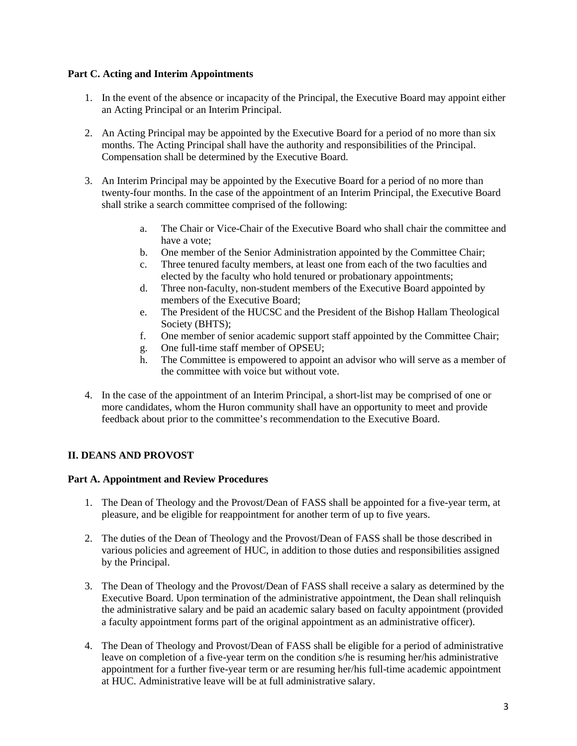**Part C. Acting and Interim Appointments**

1. In the event of the absence or incapacity of the Principal, the Executive Board may appoint either an Acting Principal or an Interim Principal.

2. An Acting Principal may be appointed by the Executive Board for a period of no more than six months. The Acting Principal shall have the authority and responsibilities of the Principal. Compensation shall be determined by the Executive Board.

3. An Interim Principal may be appointed by the Executive Board for a period of no more than twenty-four months. In the case of the appointment of an Interim Principal, the Executive Board shall strike a search committee comprised of the following:

    a. The Chair or Vice-Chair of the Executive Board who shall chair the committee and have a vote;
    b. One member of the Senior Administration appointed by the Committee Chair;
    c. Three tenured faculty members, at least one from each of the two faculties and elected by the faculty who hold tenured or probationary appointments;
    d. Three non-faculty, non-student members of the Executive Board appointed by members of the Executive Board;
    e. The President of the HUCSC and the President of the Bishop Hallam Theological Society (BHTS);
    f. One member of senior academic support staff appointed by the Committee Chair;
    g. One full-time staff member of OPSEU;
    h. The Committee is empowered to appoint an advisor who will serve as a member of the committee with voice but without vote.

4. In the case of the appointment of an Interim Principal, a short-list may be comprised of one or more candidates, whom the Huron community shall have an opportunity to meet and provide feedback about prior to the committee's recommendation to the Executive Board.

## II. DEANS AND PROVOST

**Part A. Appointment and Review Procedures**

1. The Dean of Theology and the Provost/Dean of FASS shall be appointed for a five-year term, at pleasure, and be eligible for reappointment for another term of up to five years.

2. The duties of the Dean of Theology and the Provost/Dean of FASS shall be those described in various policies and agreement of HUC, in addition to those duties and responsibilities assigned by the Principal.

3. The Dean of Theology and the Provost/Dean of FASS shall receive a salary as determined by the Executive Board. Upon termination of the administrative appointment, the Dean shall relinquish the administrative salary and be paid an academic salary based on faculty appointment (provided a faculty appointment forms part of the original appointment as an administrative officer).

4. The Dean of Theology and Provost/Dean of FASS shall be eligible for a period of administrative leave on completion of a five-year term on the condition s/he is resuming her/his administrative appointment for a further five-year term or are resuming her/his full-time academic appointment at HUC. Administrative leave will be at full administrative salary.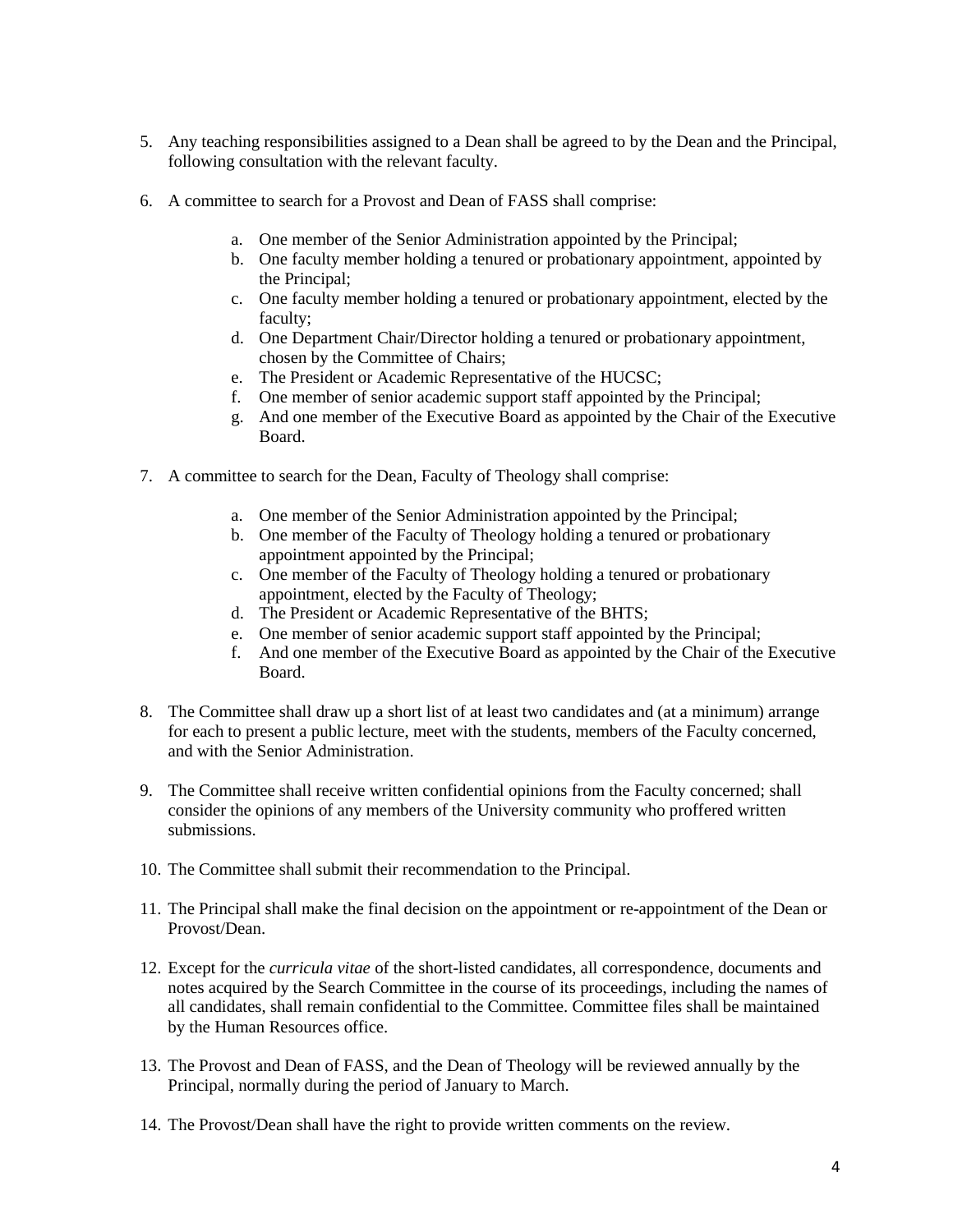5. Any teaching responsibilities assigned to a Dean shall be agreed to by the Dean and the Principal, following consultation with the relevant faculty.

6. A committee to search for a Provost and Dean of FASS shall comprise:

    a. One member of the Senior Administration appointed by the Principal;
    b. One faculty member holding a tenured or probationary appointment, appointed by the Principal;
    c. One faculty member holding a tenured or probationary appointment, elected by the faculty;
    d. One Department Chair/Director holding a tenured or probationary appointment, chosen by the Committee of Chairs;
    e. The President or Academic Representative of the HUCSC;
    f. One member of senior academic support staff appointed by the Principal;
    g. And one member of the Executive Board as appointed by the Chair of the Executive Board.

7. A committee to search for the Dean, Faculty of Theology shall comprise:

    a. One member of the Senior Administration appointed by the Principal;
    b. One member of the Faculty of Theology holding a tenured or probationary appointment appointed by the Principal;
    c. One member of the Faculty of Theology holding a tenured or probationary appointment, elected by the Faculty of Theology;
    d. The President or Academic Representative of the BHTS;
    e. One member of senior academic support staff appointed by the Principal;
    f. And one member of the Executive Board as appointed by the Chair of the Executive Board.

8. The Committee shall draw up a short list of at least two candidates and (at a minimum) arrange for each to present a public lecture, meet with the students, members of the Faculty concerned, and with the Senior Administration.

9. The Committee shall receive written confidential opinions from the Faculty concerned; shall consider the opinions of any members of the University community who proffered written submissions.

10. The Committee shall submit their recommendation to the Principal.

11. The Principal shall make the final decision on the appointment or re-appointment of the Dean or Provost/Dean.

12. Except for the *curricula vitae* of the short-listed candidates, all correspondence, documents and notes acquired by the Search Committee in the course of its proceedings, including the names of all candidates, shall remain confidential to the Committee. Committee files shall be maintained by the Human Resources office.

13. The Provost and Dean of FASS, and the Dean of Theology will be reviewed annually by the Principal, normally during the period of January to March.

14. The Provost/Dean shall have the right to provide written comments on the review.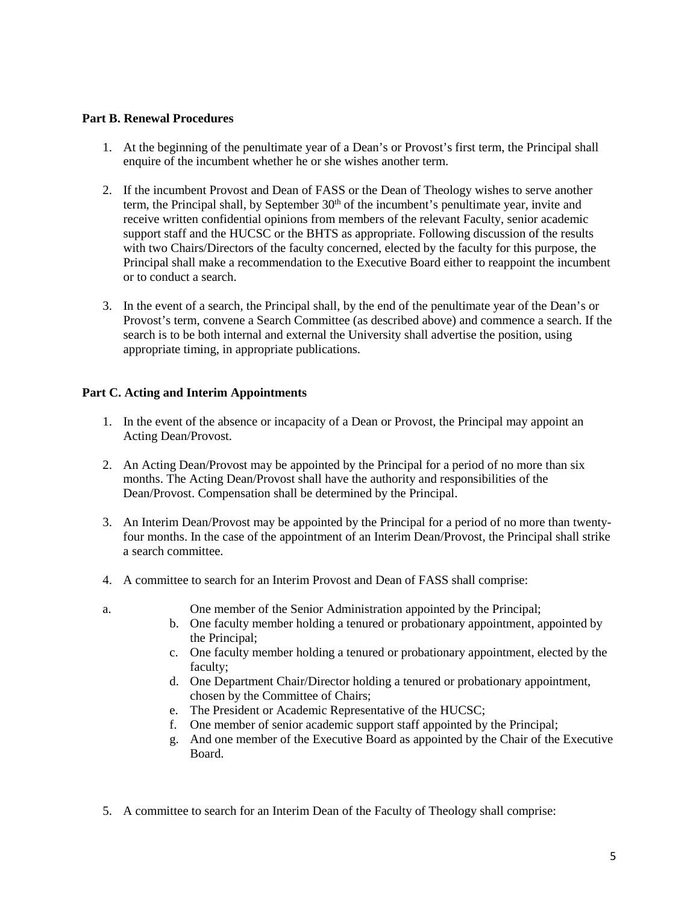**Part B. Renewal Procedures**

1. At the beginning of the penultimate year of a Dean's or Provost's first term, the Principal shall enquire of the incumbent whether he or she wishes another term.

2. If the incumbent Provost and Dean of FASS or the Dean of Theology wishes to serve another term, the Principal shall, by September 30th of the incumbent's penultimate year, invite and receive written confidential opinions from members of the relevant Faculty, senior academic support staff and the HUCSC or the BHTS as appropriate. Following discussion of the results with two Chairs/Directors of the faculty concerned, elected by the faculty for this purpose, the Principal shall make a recommendation to the Executive Board either to reappoint the incumbent or to conduct a search.

3. In the event of a search, the Principal shall, by the end of the penultimate year of the Dean's or Provost's term, convene a Search Committee (as described above) and commence a search. If the search is to be both internal and external the University shall advertise the position, using appropriate timing, in appropriate publications.

**Part C. Acting and Interim Appointments**

1. In the event of the absence or incapacity of a Dean or Provost, the Principal may appoint an Acting Dean/Provost.

2. An Acting Dean/Provost may be appointed by the Principal for a period of no more than six months. The Acting Dean/Provost shall have the authority and responsibilities of the Dean/Provost. Compensation shall be determined by the Principal.

3. An Interim Dean/Provost may be appointed by the Principal for a period of no more than twenty-four months. In the case of the appointment of an Interim Dean/Provost, the Principal shall strike a search committee.

4. A committee to search for an Interim Provost and Dean of FASS shall comprise:

   a. One member of the Senior Administration appointed by the Principal;
   b. One faculty member holding a tenured or probationary appointment, appointed by the Principal;
   c. One faculty member holding a tenured or probationary appointment, elected by the faculty;
   d. One Department Chair/Director holding a tenured or probationary appointment, chosen by the Committee of Chairs;
   e. The President or Academic Representative of the HUCSC;
   f. One member of senior academic support staff appointed by the Principal;
   g. And one member of the Executive Board as appointed by the Chair of the Executive Board.

5. A committee to search for an Interim Dean of the Faculty of Theology shall comprise: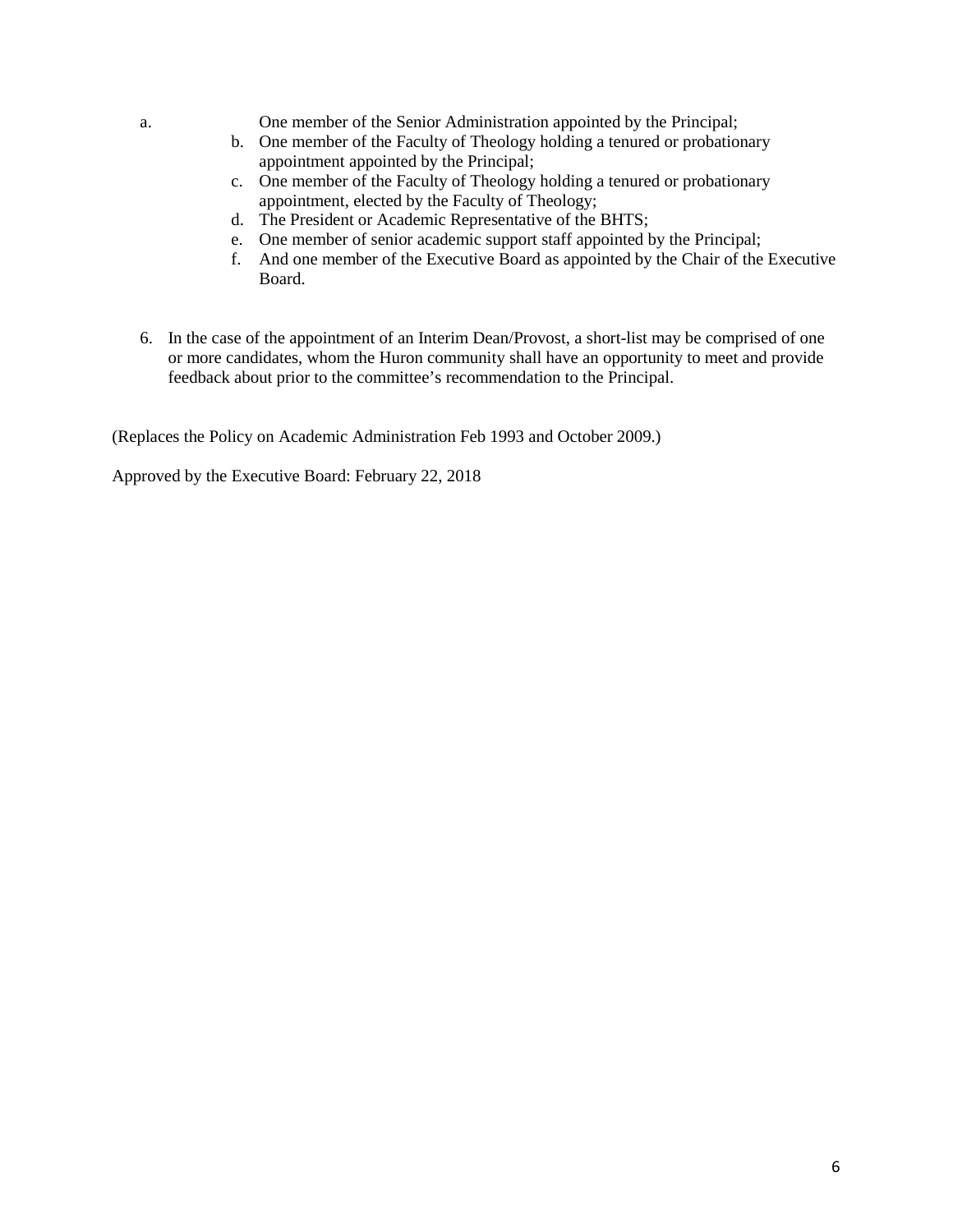a. One member of the Senior Administration appointed by the Principal;
b. One member of the Faculty of Theology holding a tenured or probationary appointment appointed by the Principal;
c. One member of the Faculty of Theology holding a tenured or probationary appointment, elected by the Faculty of Theology;
d. The President or Academic Representative of the BHTS;
e. One member of senior academic support staff appointed by the Principal;
f. And one member of the Executive Board as appointed by the Chair of the Executive Board.

6. In the case of the appointment of an Interim Dean/Provost, a short-list may be comprised of one or more candidates, whom the Huron community shall have an opportunity to meet and provide feedback about prior to the committee's recommendation to the Principal.

(Replaces the Policy on Academic Administration Feb 1993 and October 2009.)

Approved by the Executive Board: February 22, 2018